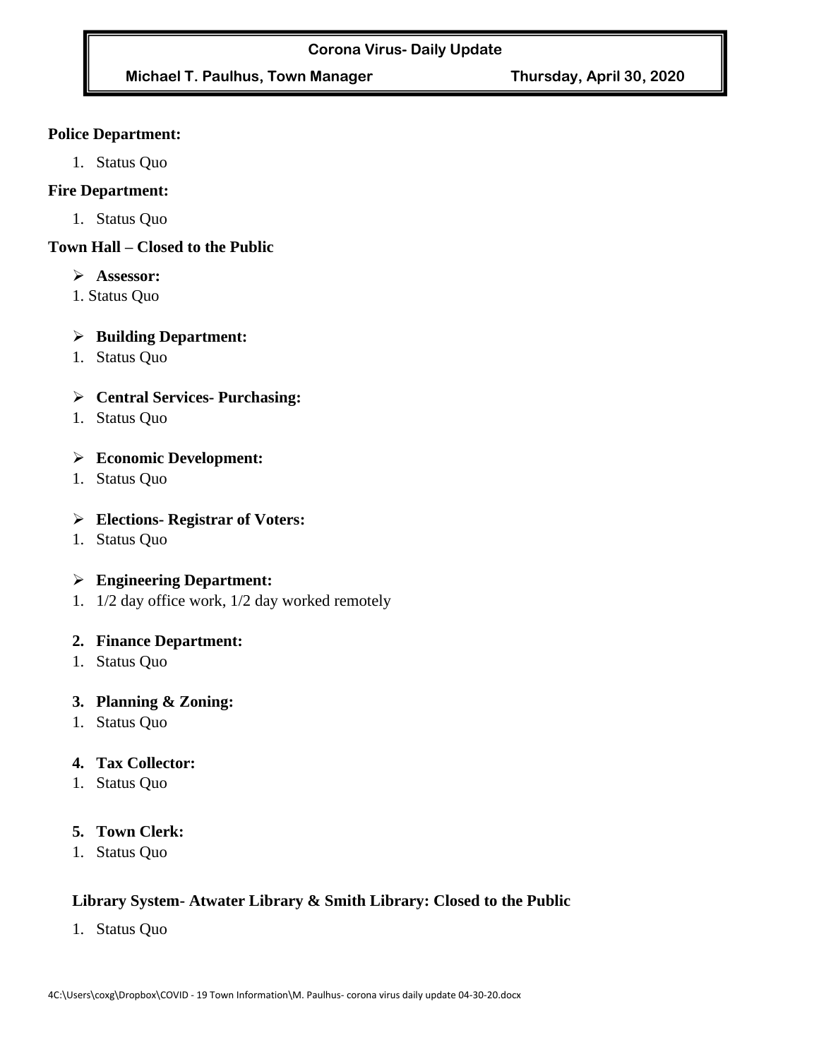**Corona Virus- Daily Update**

**Michael T. Paulhus, Town Manager** **Thursday, April 30, 2020**

**Police Department:**

1. Status Quo

**Fire Department:**

1. Status Quo

**Town Hall – Closed to the Public**

- **Assessor:**

1. Status Quo

- **Building Department:**

1. Status Quo

- **Central Services- Purchasing:**

1. Status Quo

- **Economic Development:**

1. Status Quo

- **Elections- Registrar of Voters:**

1. Status Quo

- **Engineering Department:**

1. 1/2 day office work, 1/2 day worked remotely

**2. Finance Department:**

1. Status Quo

**3. Planning & Zoning:**

1. Status Quo

**4. Tax Collector:**

1. Status Quo

**5. Town Clerk:**

1. Status Quo

**Library System- Atwater Library & Smith Library: Closed to the Public**

1. Status Quo

4C:\Users\coxg\Dropbox\COVID - 19 Town Information\M. Paulhus- corona virus daily update 04-30-20.docx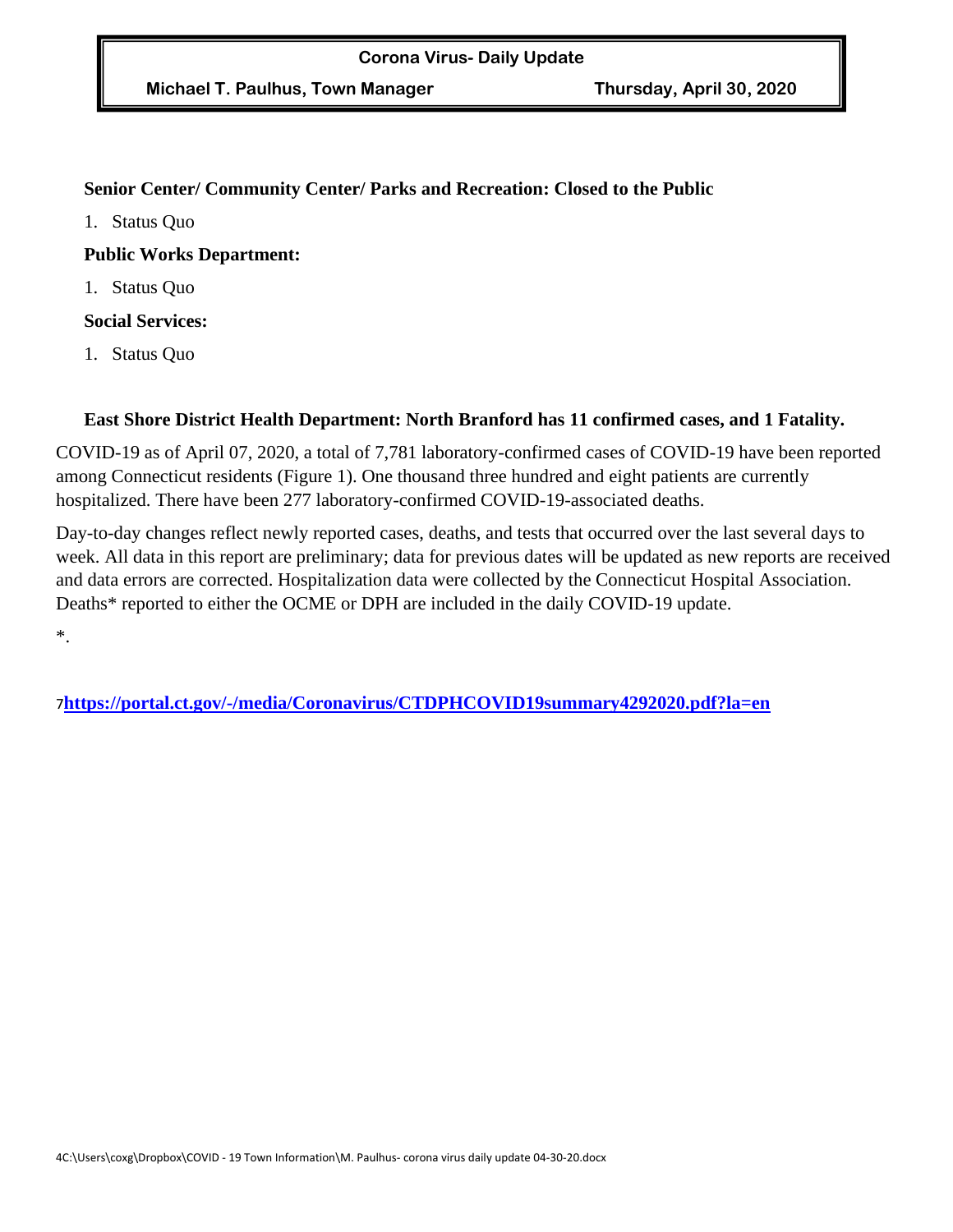**Senior Center/ Community Center/ Parks and Recreation: Closed to the Public**

1. Status Quo

**Public Works Department:**

1. Status Quo

**Social Services:**

1. Status Quo

**East Shore District Health Department: North Branford has 11 confirmed cases, and 1 Fatality.**

COVID-19 as of April 07, 2020, a total of 7,781 laboratory-confirmed cases of COVID-19 have been reported among Connecticut residents (Figure 1). One thousand three hundred and eight patients are currently hospitalized. There have been 277 laboratory-confirmed COVID-19-associated deaths.

Day-to-day changes reflect newly reported cases, deaths, and tests that occurred over the last several days to week. All data in this report are preliminary; data for previous dates will be updated as new reports are received and data errors are corrected. Hospitalization data were collected by the Connecticut Hospital Association. Deaths* reported to either the OCME or DPH are included in the daily COVID-19 update.

*.

7**https://portal.ct.gov/-/media/Coronavirus/CTDPHCOVID19summary4292020.pdf?la=en**